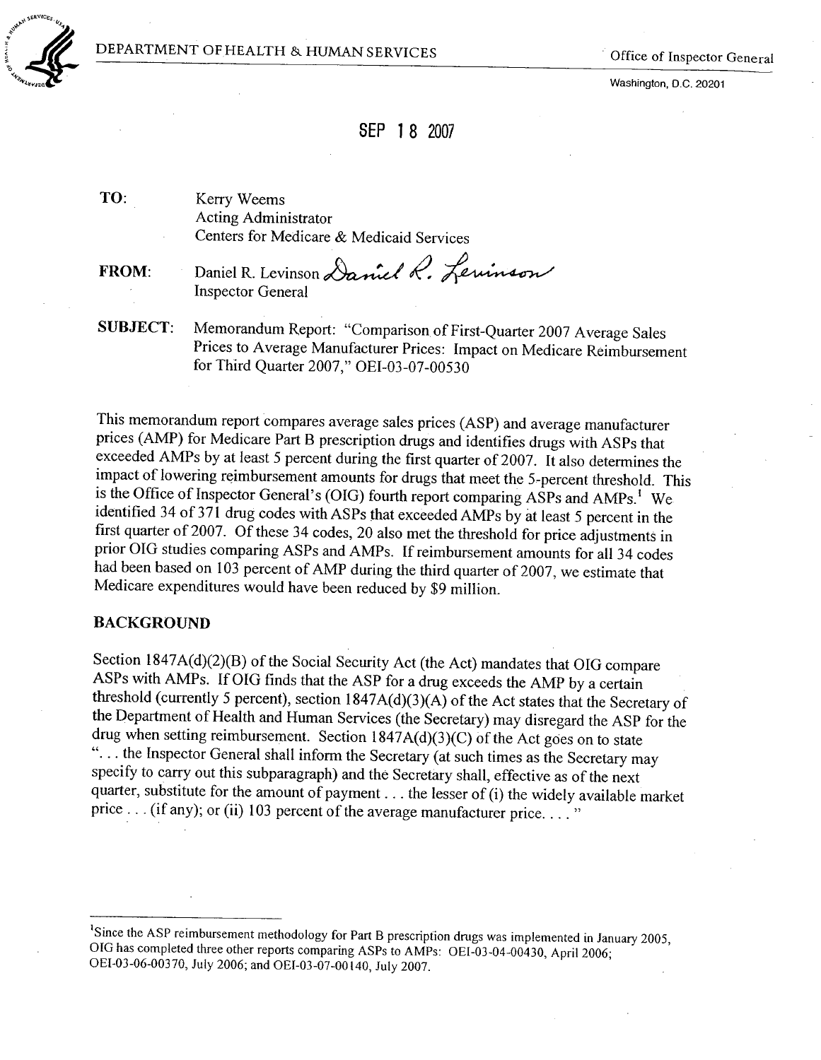DEPARTMENT OF HEALTH & HUMAN SERVICES

Office of Inspector General

Washington, D.C. 20201

SEP 18 2007

**TO:** Kerry Weems
Acting Administrator
Centers for Medicare & Medicaid Services

**FROM:** Daniel R. Levinson
Inspector General

**SUBJECT:** Memorandum Report: "Comparison of First-Quarter 2007 Average Sales Prices to Average Manufacturer Prices: Impact on Medicare Reimbursement for Third Quarter 2007," OEI-03-07-00530

This memorandum report compares average sales prices (ASP) and average manufacturer prices (AMP) for Medicare Part B prescription drugs and identifies drugs with ASPs that exceeded AMPs by at least 5 percent during the first quarter of 2007. It also determines the impact of lowering reimbursement amounts for drugs that meet the 5-percent threshold. This is the Office of Inspector General's (OIG) fourth report comparing ASPs and AMPs.[1] We identified 34 of 371 drug codes with ASPs that exceeded AMPs by at least 5 percent in the first quarter of 2007. Of these 34 codes, 20 also met the threshold for price adjustments in prior OIG studies comparing ASPs and AMPs. If reimbursement amounts for all 34 codes had been based on 103 percent of AMP during the third quarter of 2007, we estimate that Medicare expenditures would have been reduced by \$9 million.

## BACKGROUND

Section 1847A(d)(2)(B) of the Social Security Act (the Act) mandates that OIG compare ASPs with AMPs. If OIG finds that the ASP for a drug exceeds the AMP by a certain threshold (currently 5 percent), section 1847A(d)(3)(A) of the Act states that the Secretary of the Department of Health and Human Services (the Secretary) may disregard the ASP for the drug when setting reimbursement. Section 1847A(d)(3)(C) of the Act goes on to state "... the Inspector General shall inform the Secretary (at such times as the Secretary may specify to carry out this subparagraph) and the Secretary shall, effective as of the next quarter, substitute for the amount of payment ... the lesser of (i) the widely available market price ... (if any); or (ii) 103 percent of the average manufacturer price. ... "

---

[1] Since the ASP reimbursement methodology for Part B prescription drugs was implemented in January 2005, OIG has completed three other reports comparing ASPs to AMPs: OEI-03-04-00430, April 2006; OEI-03-06-00370, July 2006; and OEI-03-07-00140, July 2007.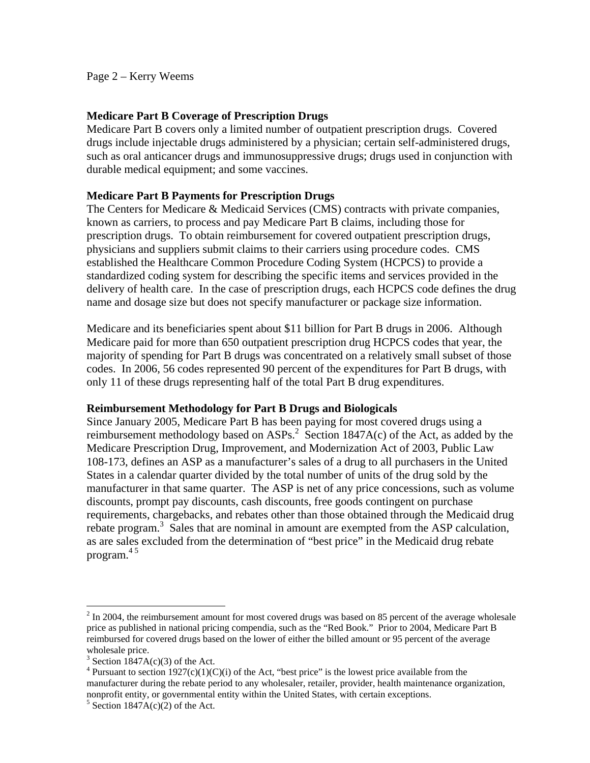**Medicare Part B Coverage of Prescription Drugs**
Medicare Part B covers only a limited number of outpatient prescription drugs. Covered drugs include injectable drugs administered by a physician; certain self-administered drugs, such as oral anticancer drugs and immunosuppressive drugs; drugs used in conjunction with durable medical equipment; and some vaccines.

**Medicare Part B Payments for Prescription Drugs**
The Centers for Medicare & Medicaid Services (CMS) contracts with private companies, known as carriers, to process and pay Medicare Part B claims, including those for prescription drugs. To obtain reimbursement for covered outpatient prescription drugs, physicians and suppliers submit claims to their carriers using procedure codes. CMS established the Healthcare Common Procedure Coding System (HCPCS) to provide a standardized coding system for describing the specific items and services provided in the delivery of health care. In the case of prescription drugs, each HCPCS code defines the drug name and dosage size but does not specify manufacturer or package size information.

Medicare and its beneficiaries spent about $11 billion for Part B drugs in 2006. Although Medicare paid for more than 650 outpatient prescription drug HCPCS codes that year, the majority of spending for Part B drugs was concentrated on a relatively small subset of those codes. In 2006, 56 codes represented 90 percent of the expenditures for Part B drugs, with only 11 of these drugs representing half of the total Part B drug expenditures.

**Reimbursement Methodology for Part B Drugs and Biologicals**
Since January 2005, Medicare Part B has been paying for most covered drugs using a reimbursement methodology based on ASPs.[2] Section 1847A(c) of the Act, as added by the Medicare Prescription Drug, Improvement, and Modernization Act of 2003, Public Law 108-173, defines an ASP as a manufacturer's sales of a drug to all purchasers in the United States in a calendar quarter divided by the total number of units of the drug sold by the manufacturer in that same quarter. The ASP is net of any price concessions, such as volume discounts, prompt pay discounts, cash discounts, free goods contingent on purchase requirements, chargebacks, and rebates other than those obtained through the Medicaid drug rebate program.[3] Sales that are nominal in amount are exempted from the ASP calculation, as are sales excluded from the determination of "best price" in the Medicaid drug rebate program.[4] [5]

---

[2] In 2004, the reimbursement amount for most covered drugs was based on 85 percent of the average wholesale price as published in national pricing compendia, such as the "Red Book." Prior to 2004, Medicare Part B reimbursed for covered drugs based on the lower of either the billed amount or 95 percent of the average wholesale price.

[3] Section 1847A(c)(3) of the Act.

[4] Pursuant to section 1927(c)(1)(C)(i) of the Act, "best price" is the lowest price available from the manufacturer during the rebate period to any wholesaler, retailer, provider, health maintenance organization, nonprofit entity, or governmental entity within the United States, with certain exceptions.

[5] Section 1847A(c)(2) of the Act.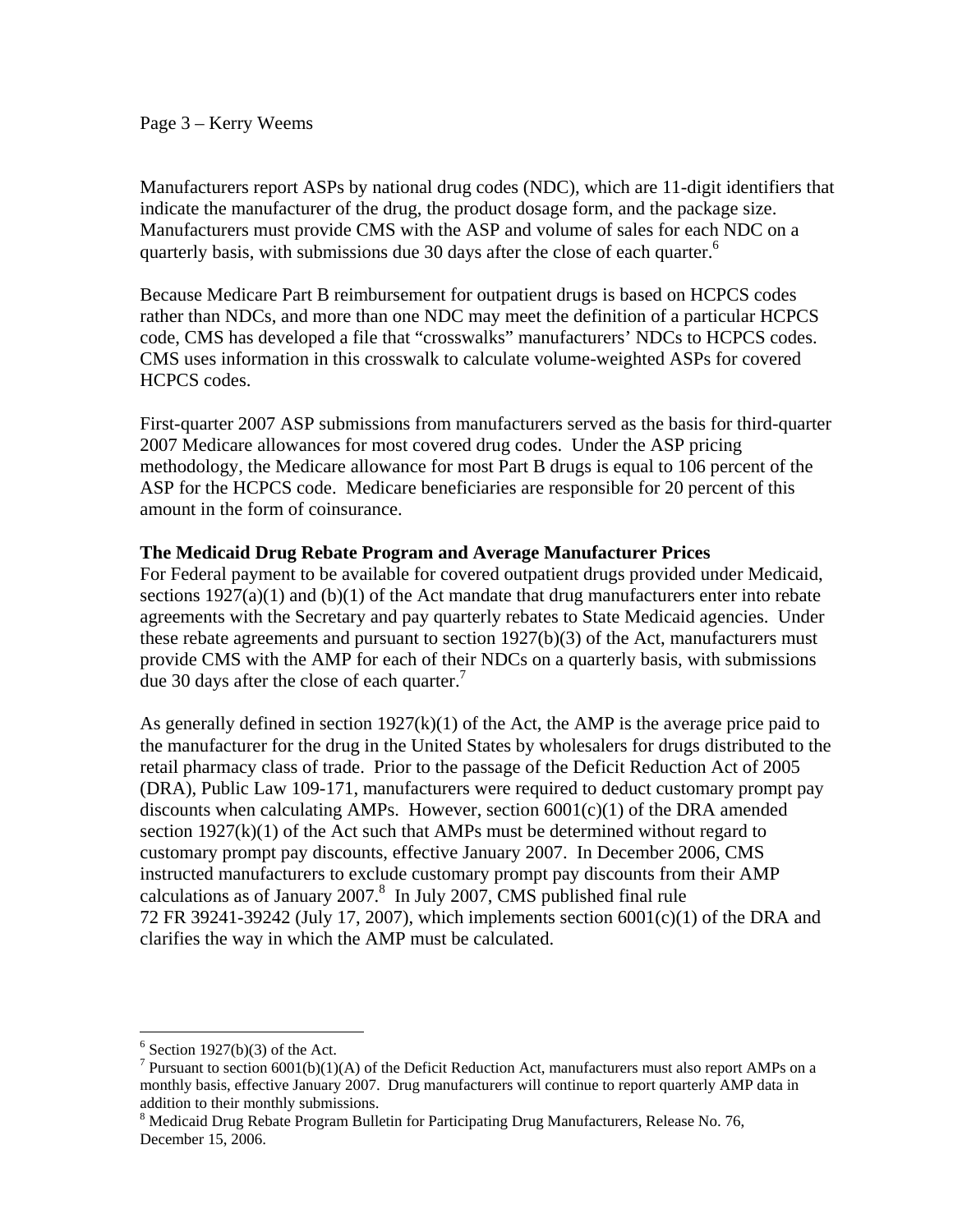Manufacturers report ASPs by national drug codes (NDC), which are 11-digit identifiers that indicate the manufacturer of the drug, the product dosage form, and the package size. Manufacturers must provide CMS with the ASP and volume of sales for each NDC on a quarterly basis, with submissions due 30 days after the close of each quarter.[6]

Because Medicare Part B reimbursement for outpatient drugs is based on HCPCS codes rather than NDCs, and more than one NDC may meet the definition of a particular HCPCS code, CMS has developed a file that "crosswalks" manufacturers' NDCs to HCPCS codes. CMS uses information in this crosswalk to calculate volume-weighted ASPs for covered HCPCS codes.

First-quarter 2007 ASP submissions from manufacturers served as the basis for third-quarter 2007 Medicare allowances for most covered drug codes. Under the ASP pricing methodology, the Medicare allowance for most Part B drugs is equal to 106 percent of the ASP for the HCPCS code. Medicare beneficiaries are responsible for 20 percent of this amount in the form of coinsurance.

**The Medicaid Drug Rebate Program and Average Manufacturer Prices**

For Federal payment to be available for covered outpatient drugs provided under Medicaid, sections 1927(a)(1) and (b)(1) of the Act mandate that drug manufacturers enter into rebate agreements with the Secretary and pay quarterly rebates to State Medicaid agencies. Under these rebate agreements and pursuant to section 1927(b)(3) of the Act, manufacturers must provide CMS with the AMP for each of their NDCs on a quarterly basis, with submissions due 30 days after the close of each quarter.[7]

As generally defined in section 1927(k)(1) of the Act, the AMP is the average price paid to the manufacturer for the drug in the United States by wholesalers for drugs distributed to the retail pharmacy class of trade. Prior to the passage of the Deficit Reduction Act of 2005 (DRA), Public Law 109-171, manufacturers were required to deduct customary prompt pay discounts when calculating AMPs. However, section 6001(c)(1) of the DRA amended section 1927(k)(1) of the Act such that AMPs must be determined without regard to customary prompt pay discounts, effective January 2007. In December 2006, CMS instructed manufacturers to exclude customary prompt pay discounts from their AMP calculations as of January 2007.[8] In July 2007, CMS published final rule 72 FR 39241-39242 (July 17, 2007), which implements section 6001(c)(1) of the DRA and clarifies the way in which the AMP must be calculated.

---

[6] Section 1927(b)(3) of the Act.

[7] Pursuant to section 6001(b)(1)(A) of the Deficit Reduction Act, manufacturers must also report AMPs on a monthly basis, effective January 2007. Drug manufacturers will continue to report quarterly AMP data in addition to their monthly submissions.

[8] Medicaid Drug Rebate Program Bulletin for Participating Drug Manufacturers, Release No. 76, December 15, 2006.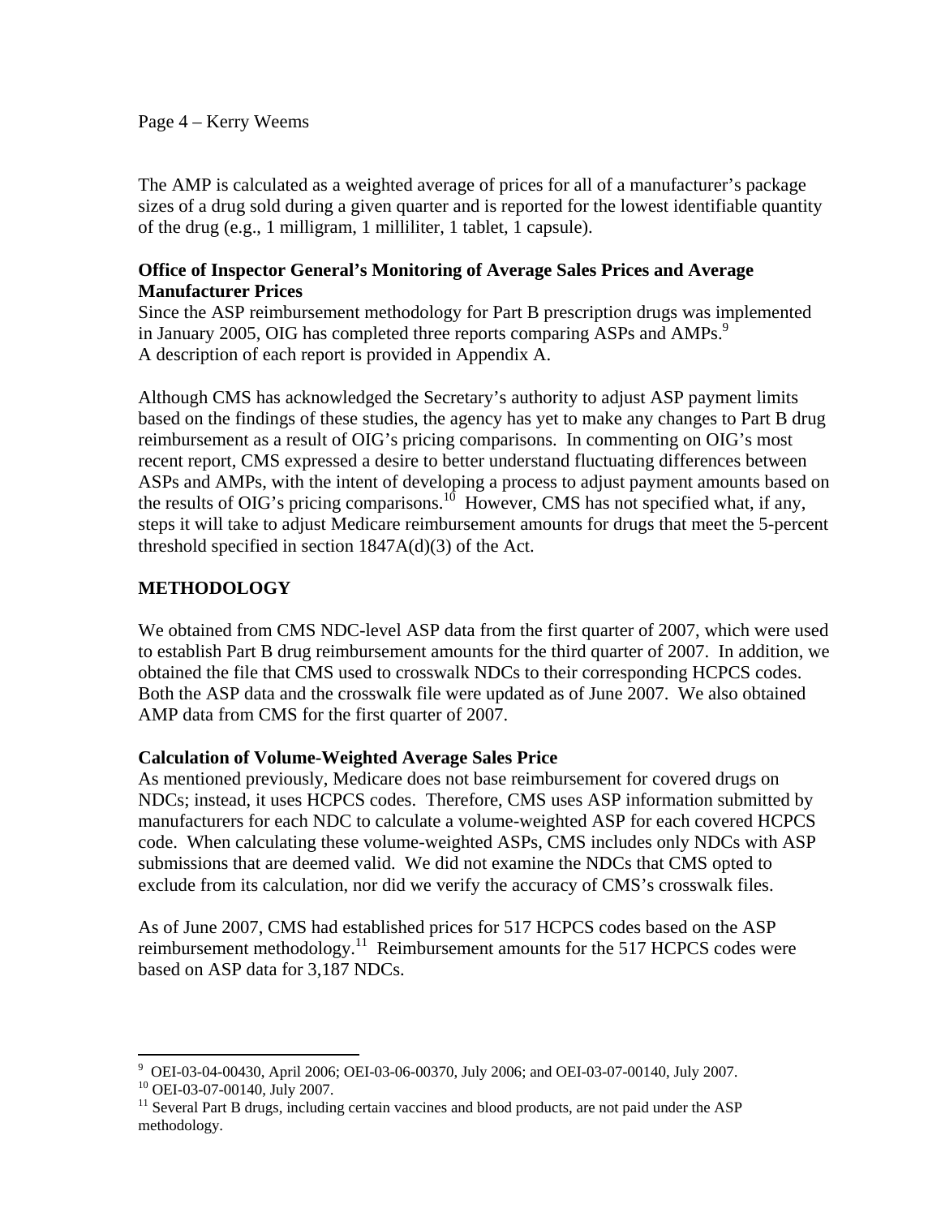The AMP is calculated as a weighted average of prices for all of a manufacturer's package sizes of a drug sold during a given quarter and is reported for the lowest identifiable quantity of the drug (e.g., 1 milligram, 1 milliliter, 1 tablet, 1 capsule).

**Office of Inspector General's Monitoring of Average Sales Prices and Average Manufacturer Prices**

Since the ASP reimbursement methodology for Part B prescription drugs was implemented in January 2005, OIG has completed three reports comparing ASPs and AMPs.[9] A description of each report is provided in Appendix A.

Although CMS has acknowledged the Secretary's authority to adjust ASP payment limits based on the findings of these studies, the agency has yet to make any changes to Part B drug reimbursement as a result of OIG's pricing comparisons. In commenting on OIG's most recent report, CMS expressed a desire to better understand fluctuating differences between ASPs and AMPs, with the intent of developing a process to adjust payment amounts based on the results of OIG's pricing comparisons.[10] However, CMS has not specified what, if any, steps it will take to adjust Medicare reimbursement amounts for drugs that meet the 5-percent threshold specified in section 1847A(d)(3) of the Act.

## METHODOLOGY

We obtained from CMS NDC-level ASP data from the first quarter of 2007, which were used to establish Part B drug reimbursement amounts for the third quarter of 2007. In addition, we obtained the file that CMS used to crosswalk NDCs to their corresponding HCPCS codes. Both the ASP data and the crosswalk file were updated as of June 2007. We also obtained AMP data from CMS for the first quarter of 2007.

**Calculation of Volume-Weighted Average Sales Price**

As mentioned previously, Medicare does not base reimbursement for covered drugs on NDCs; instead, it uses HCPCS codes. Therefore, CMS uses ASP information submitted by manufacturers for each NDC to calculate a volume-weighted ASP for each covered HCPCS code. When calculating these volume-weighted ASPs, CMS includes only NDCs with ASP submissions that are deemed valid. We did not examine the NDCs that CMS opted to exclude from its calculation, nor did we verify the accuracy of CMS's crosswalk files.

As of June 2007, CMS had established prices for 517 HCPCS codes based on the ASP reimbursement methodology.[11] Reimbursement amounts for the 517 HCPCS codes were based on ASP data for 3,187 NDCs.

---

[9] OEI-03-04-00430, April 2006; OEI-03-06-00370, July 2006; and OEI-03-07-00140, July 2007.

[10] OEI-03-07-00140, July 2007.

[11] Several Part B drugs, including certain vaccines and blood products, are not paid under the ASP methodology.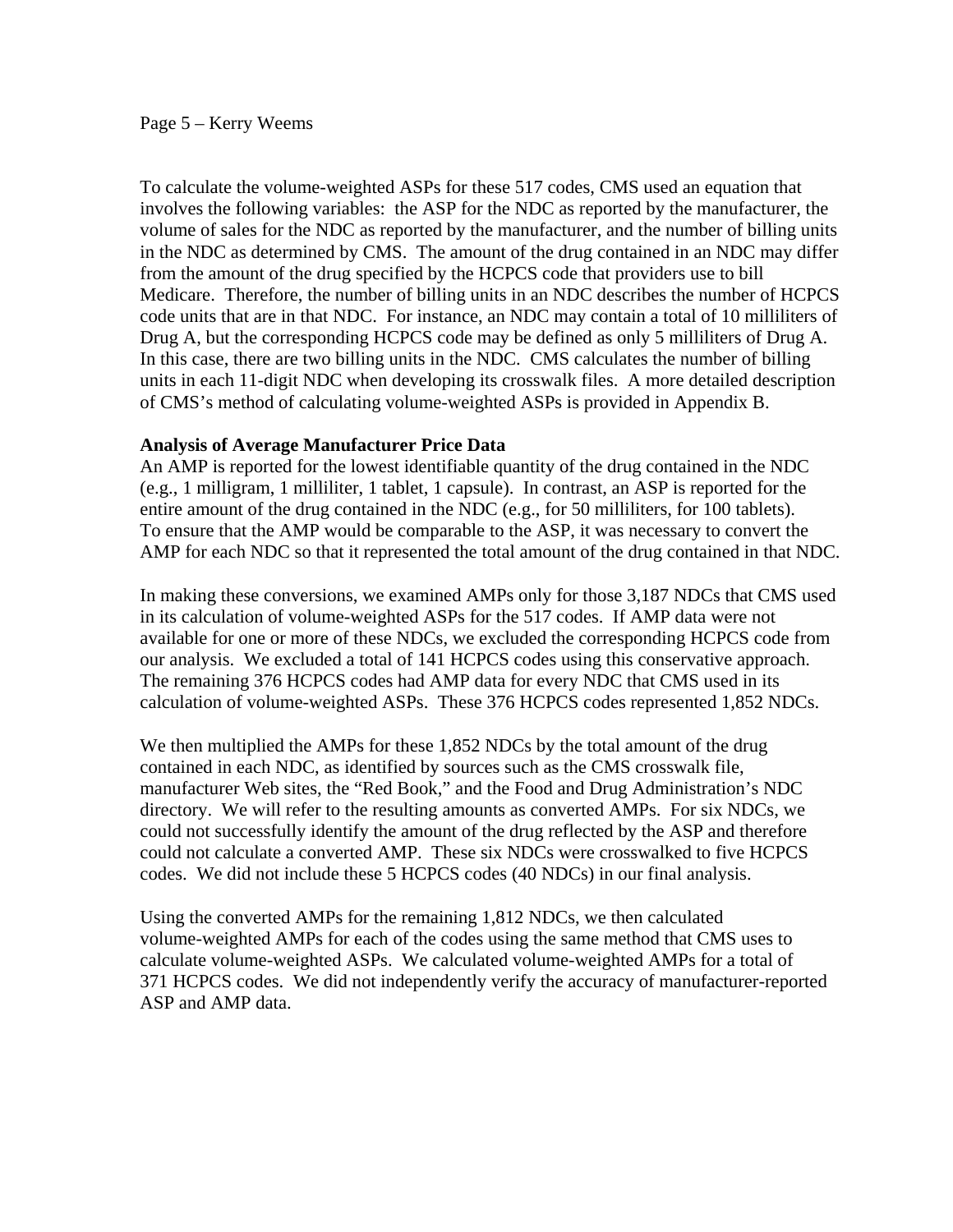To calculate the volume-weighted ASPs for these 517 codes, CMS used an equation that involves the following variables: the ASP for the NDC as reported by the manufacturer, the volume of sales for the NDC as reported by the manufacturer, and the number of billing units in the NDC as determined by CMS. The amount of the drug contained in an NDC may differ from the amount of the drug specified by the HCPCS code that providers use to bill Medicare. Therefore, the number of billing units in an NDC describes the number of HCPCS code units that are in that NDC. For instance, an NDC may contain a total of 10 milliliters of Drug A, but the corresponding HCPCS code may be defined as only 5 milliliters of Drug A. In this case, there are two billing units in the NDC. CMS calculates the number of billing units in each 11-digit NDC when developing its crosswalk files. A more detailed description of CMS's method of calculating volume-weighted ASPs is provided in Appendix B.

**Analysis of Average Manufacturer Price Data**

An AMP is reported for the lowest identifiable quantity of the drug contained in the NDC (e.g., 1 milligram, 1 milliliter, 1 tablet, 1 capsule). In contrast, an ASP is reported for the entire amount of the drug contained in the NDC (e.g., for 50 milliliters, for 100 tablets). To ensure that the AMP would be comparable to the ASP, it was necessary to convert the AMP for each NDC so that it represented the total amount of the drug contained in that NDC.

In making these conversions, we examined AMPs only for those 3,187 NDCs that CMS used in its calculation of volume-weighted ASPs for the 517 codes. If AMP data were not available for one or more of these NDCs, we excluded the corresponding HCPCS code from our analysis. We excluded a total of 141 HCPCS codes using this conservative approach. The remaining 376 HCPCS codes had AMP data for every NDC that CMS used in its calculation of volume-weighted ASPs. These 376 HCPCS codes represented 1,852 NDCs.

We then multiplied the AMPs for these 1,852 NDCs by the total amount of the drug contained in each NDC, as identified by sources such as the CMS crosswalk file, manufacturer Web sites, the "Red Book," and the Food and Drug Administration's NDC directory. We will refer to the resulting amounts as converted AMPs. For six NDCs, we could not successfully identify the amount of the drug reflected by the ASP and therefore could not calculate a converted AMP. These six NDCs were crosswalked to five HCPCS codes. We did not include these 5 HCPCS codes (40 NDCs) in our final analysis.

Using the converted AMPs for the remaining 1,812 NDCs, we then calculated volume-weighted AMPs for each of the codes using the same method that CMS uses to calculate volume-weighted ASPs. We calculated volume-weighted AMPs for a total of 371 HCPCS codes. We did not independently verify the accuracy of manufacturer-reported ASP and AMP data.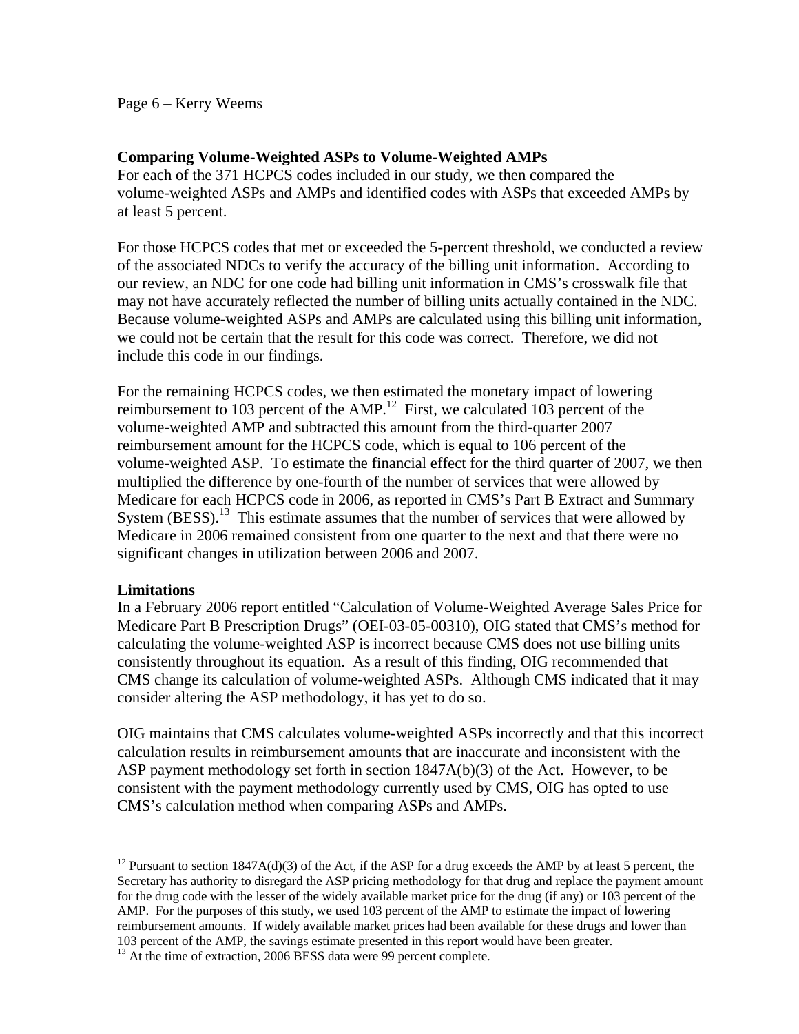**Comparing Volume-Weighted ASPs to Volume-Weighted AMPs**

For each of the 371 HCPCS codes included in our study, we then compared the volume-weighted ASPs and AMPs and identified codes with ASPs that exceeded AMPs by at least 5 percent.

For those HCPCS codes that met or exceeded the 5-percent threshold, we conducted a review of the associated NDCs to verify the accuracy of the billing unit information. According to our review, an NDC for one code had billing unit information in CMS's crosswalk file that may not have accurately reflected the number of billing units actually contained in the NDC. Because volume-weighted ASPs and AMPs are calculated using this billing unit information, we could not be certain that the result for this code was correct. Therefore, we did not include this code in our findings.

For the remaining HCPCS codes, we then estimated the monetary impact of lowering reimbursement to 103 percent of the AMP.[12] First, we calculated 103 percent of the volume-weighted AMP and subtracted this amount from the third-quarter 2007 reimbursement amount for the HCPCS code, which is equal to 106 percent of the volume-weighted ASP. To estimate the financial effect for the third quarter of 2007, we then multiplied the difference by one-fourth of the number of services that were allowed by Medicare for each HCPCS code in 2006, as reported in CMS's Part B Extract and Summary System (BESS).[13] This estimate assumes that the number of services that were allowed by Medicare in 2006 remained consistent from one quarter to the next and that there were no significant changes in utilization between 2006 and 2007.

**Limitations**

In a February 2006 report entitled "Calculation of Volume-Weighted Average Sales Price for Medicare Part B Prescription Drugs" (OEI-03-05-00310), OIG stated that CMS's method for calculating the volume-weighted ASP is incorrect because CMS does not use billing units consistently throughout its equation. As a result of this finding, OIG recommended that CMS change its calculation of volume-weighted ASPs. Although CMS indicated that it may consider altering the ASP methodology, it has yet to do so.

OIG maintains that CMS calculates volume-weighted ASPs incorrectly and that this incorrect calculation results in reimbursement amounts that are inaccurate and inconsistent with the ASP payment methodology set forth in section 1847A(b)(3) of the Act. However, to be consistent with the payment methodology currently used by CMS, OIG has opted to use CMS's calculation method when comparing ASPs and AMPs.

---

[12] Pursuant to section 1847A(d)(3) of the Act, if the ASP for a drug exceeds the AMP by at least 5 percent, the Secretary has authority to disregard the ASP pricing methodology for that drug and replace the payment amount for the drug code with the lesser of the widely available market price for the drug (if any) or 103 percent of the AMP. For the purposes of this study, we used 103 percent of the AMP to estimate the impact of lowering reimbursement amounts. If widely available market prices had been available for these drugs and lower than 103 percent of the AMP, the savings estimate presented in this report would have been greater.

[13] At the time of extraction, 2006 BESS data were 99 percent complete.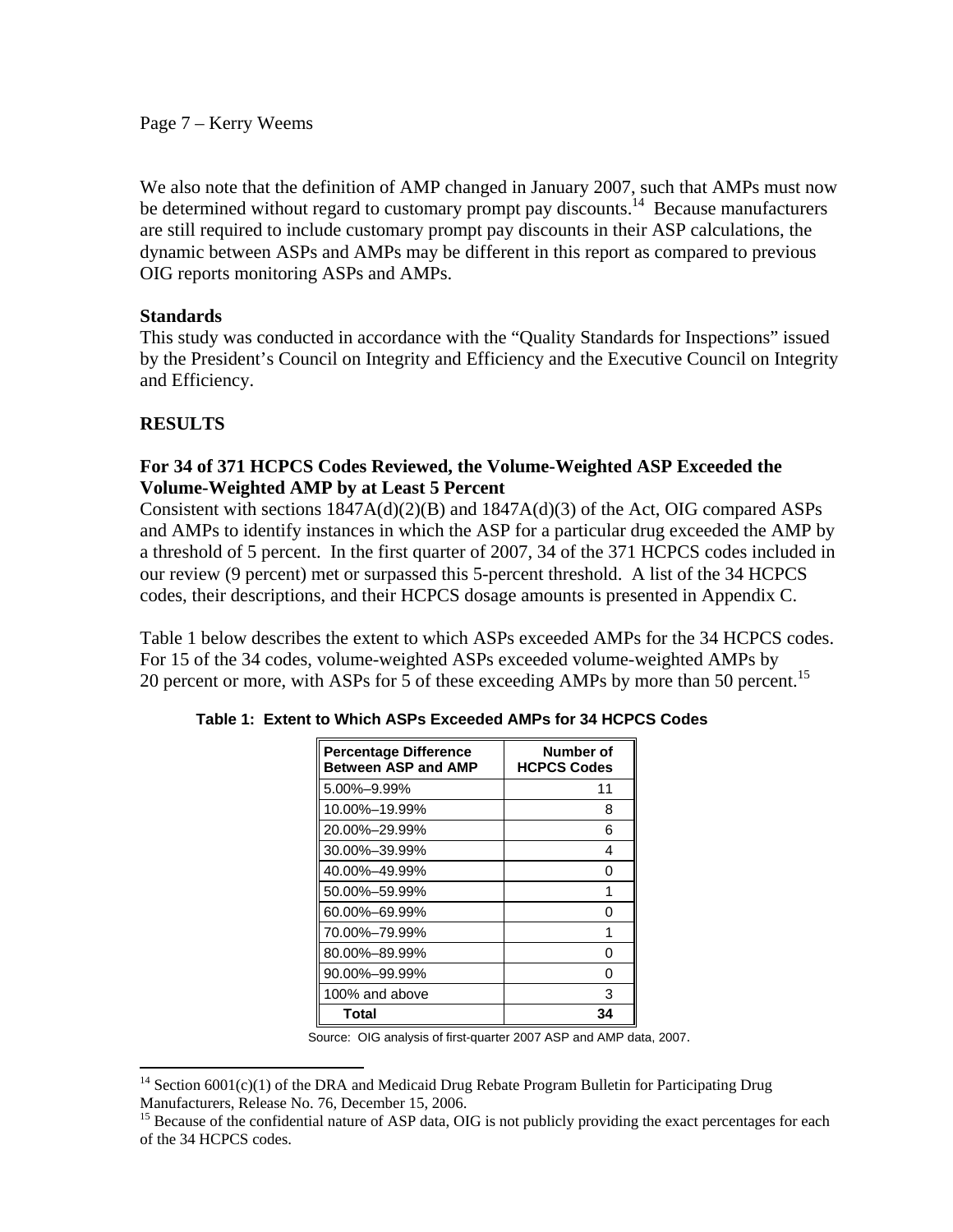We also note that the definition of AMP changed in January 2007, such that AMPs must now be determined without regard to customary prompt pay discounts.[14] Because manufacturers are still required to include customary prompt pay discounts in their ASP calculations, the dynamic between ASPs and AMPs may be different in this report as compared to previous OIG reports monitoring ASPs and AMPs.

**Standards**

This study was conducted in accordance with the "Quality Standards for Inspections" issued by the President's Council on Integrity and Efficiency and the Executive Council on Integrity and Efficiency.

## RESULTS

### For 34 of 371 HCPCS Codes Reviewed, the Volume-Weighted ASP Exceeded the Volume-Weighted AMP by at Least 5 Percent

Consistent with sections 1847A(d)(2)(B) and 1847A(d)(3) of the Act, OIG compared ASPs and AMPs to identify instances in which the ASP for a particular drug exceeded the AMP by a threshold of 5 percent. In the first quarter of 2007, 34 of the 371 HCPCS codes included in our review (9 percent) met or surpassed this 5-percent threshold. A list of the 34 HCPCS codes, their descriptions, and their HCPCS dosage amounts is presented in Appendix C.

Table 1 below describes the extent to which ASPs exceeded AMPs for the 34 HCPCS codes. For 15 of the 34 codes, volume-weighted ASPs exceeded volume-weighted AMPs by 20 percent or more, with ASPs for 5 of these exceeding AMPs by more than 50 percent.[15]

**Table 1: Extent to Which ASPs Exceeded AMPs for 34 HCPCS Codes**

| Percentage Difference Between ASP and AMP | Number of HCPCS Codes |
|---|---|
| 5.00%–9.99% | 11 |
| 10.00%–19.99% | 8 |
| 20.00%–29.99% | 6 |
| 30.00%–39.99% | 4 |
| 40.00%–49.99% | 0 |
| 50.00%–59.99% | 1 |
| 60.00%–69.99% | 0 |
| 70.00%–79.99% | 1 |
| 80.00%–89.99% | 0 |
| 90.00%–99.99% | 0 |
| 100% and above | 3 |
| **Total** | **34** |

Source: OIG analysis of first-quarter 2007 ASP and AMP data, 2007.

[14] Section 6001(c)(1) of the DRA and Medicaid Drug Rebate Program Bulletin for Participating Drug Manufacturers, Release No. 76, December 15, 2006.

[15] Because of the confidential nature of ASP data, OIG is not publicly providing the exact percentages for each of the 34 HCPCS codes.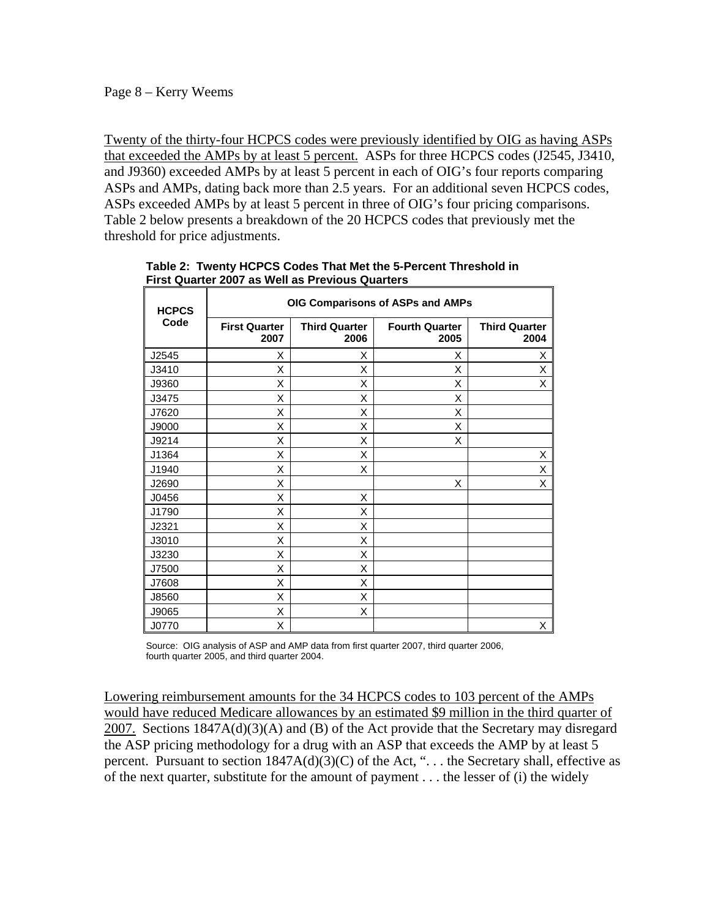Twenty of the thirty-four HCPCS codes were previously identified by OIG as having ASPs that exceeded the AMPs by at least 5 percent. ASPs for three HCPCS codes (J2545, J3410, and J9360) exceeded AMPs by at least 5 percent in each of OIG's four reports comparing ASPs and AMPs, dating back more than 2.5 years. For an additional seven HCPCS codes, ASPs exceeded AMPs by at least 5 percent in three of OIG's four pricing comparisons. Table 2 below presents a breakdown of the 20 HCPCS codes that previously met the threshold for price adjustments.

**Table 2: Twenty HCPCS Codes That Met the 5-Percent Threshold in First Quarter 2007 as Well as Previous Quarters**

| HCPCS Code | OIG Comparisons of ASPs and AMPs | | | |
|---|---|---|---|---|
| | First Quarter 2007 | Third Quarter 2006 | Fourth Quarter 2005 | Third Quarter 2004 |
| J2545 | X | X | X | X |
| J3410 | X | X | X | X |
| J9360 | X | X | X | X |
| J3475 | X | X | X | |
| J7620 | X | X | X | |
| J9000 | X | X | X | |
| J9214 | X | X | X | |
| J1364 | X | X | | X |
| J1940 | X | X | | X |
| J2690 | X | | X | X |
| J0456 | X | X | | |
| J1790 | X | X | | |
| J2321 | X | X | | |
| J3010 | X | X | | |
| J3230 | X | X | | |
| J7500 | X | X | | |
| J7608 | X | X | | |
| J8560 | X | X | | |
| J9065 | X | X | | |
| J0770 | X | | | X |

Source: OIG analysis of ASP and AMP data from first quarter 2007, third quarter 2006, fourth quarter 2005, and third quarter 2004.

Lowering reimbursement amounts for the 34 HCPCS codes to 103 percent of the AMPs would have reduced Medicare allowances by an estimated $9 million in the third quarter of 2007. Sections 1847A(d)(3)(A) and (B) of the Act provide that the Secretary may disregard the ASP pricing methodology for a drug with an ASP that exceeds the AMP by at least 5 percent. Pursuant to section 1847A(d)(3)(C) of the Act, ". . . the Secretary shall, effective as of the next quarter, substitute for the amount of payment . . . the lesser of (i) the widely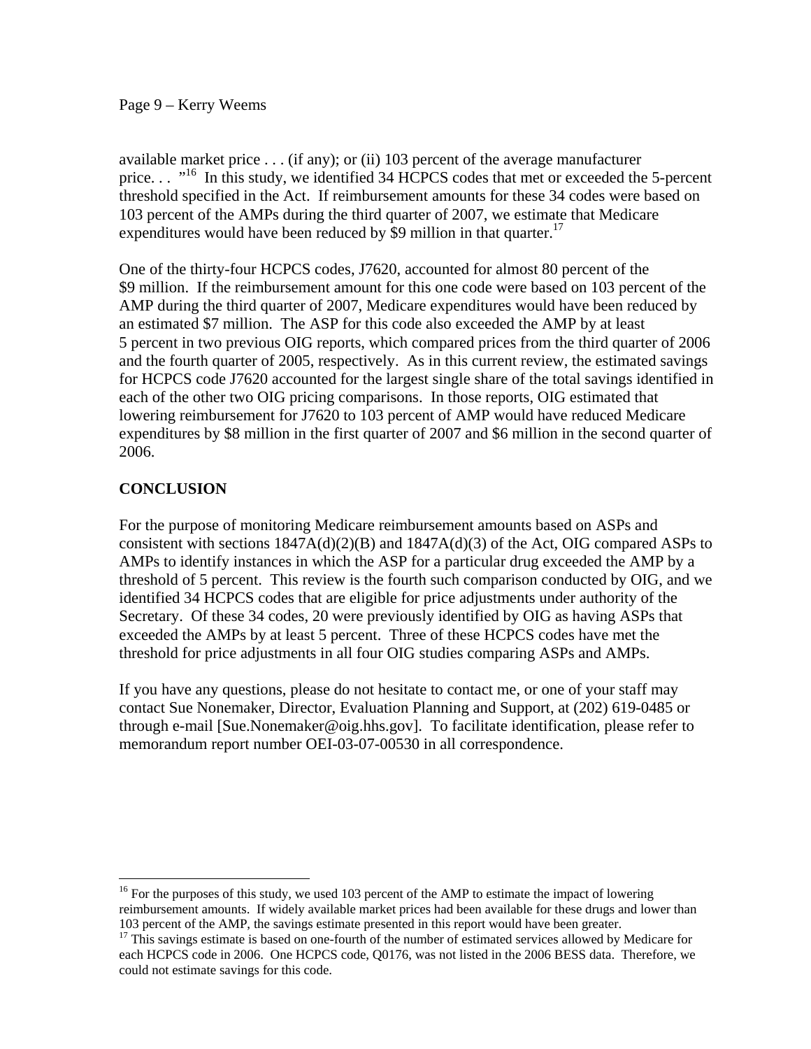available market price . . . (if any); or (ii) 103 percent of the average manufacturer price. . . "[16] In this study, we identified 34 HCPCS codes that met or exceeded the 5-percent threshold specified in the Act. If reimbursement amounts for these 34 codes were based on 103 percent of the AMPs during the third quarter of 2007, we estimate that Medicare expenditures would have been reduced by $9 million in that quarter.[17]

One of the thirty-four HCPCS codes, J7620, accounted for almost 80 percent of the $9 million. If the reimbursement amount for this one code were based on 103 percent of the AMP during the third quarter of 2007, Medicare expenditures would have been reduced by an estimated $7 million. The ASP for this code also exceeded the AMP by at least 5 percent in two previous OIG reports, which compared prices from the third quarter of 2006 and the fourth quarter of 2005, respectively. As in this current review, the estimated savings for HCPCS code J7620 accounted for the largest single share of the total savings identified in each of the other two OIG pricing comparisons. In those reports, OIG estimated that lowering reimbursement for J7620 to 103 percent of AMP would have reduced Medicare expenditures by $8 million in the first quarter of 2007 and $6 million in the second quarter of 2006.

## CONCLUSION

For the purpose of monitoring Medicare reimbursement amounts based on ASPs and consistent with sections 1847A(d)(2)(B) and 1847A(d)(3) of the Act, OIG compared ASPs to AMPs to identify instances in which the ASP for a particular drug exceeded the AMP by a threshold of 5 percent. This review is the fourth such comparison conducted by OIG, and we identified 34 HCPCS codes that are eligible for price adjustments under authority of the Secretary. Of these 34 codes, 20 were previously identified by OIG as having ASPs that exceeded the AMPs by at least 5 percent. Three of these HCPCS codes have met the threshold for price adjustments in all four OIG studies comparing ASPs and AMPs.

If you have any questions, please do not hesitate to contact me, or one of your staff may contact Sue Nonemaker, Director, Evaluation Planning and Support, at (202) 619-0485 or through e-mail [Sue.Nonemaker@oig.hhs.gov]. To facilitate identification, please refer to memorandum report number OEI-03-07-00530 in all correspondence.

---

[16] For the purposes of this study, we used 103 percent of the AMP to estimate the impact of lowering reimbursement amounts. If widely available market prices had been available for these drugs and lower than 103 percent of the AMP, the savings estimate presented in this report would have been greater.

[17] This savings estimate is based on one-fourth of the number of estimated services allowed by Medicare for each HCPCS code in 2006. One HCPCS code, Q0176, was not listed in the 2006 BESS data. Therefore, we could not estimate savings for this code.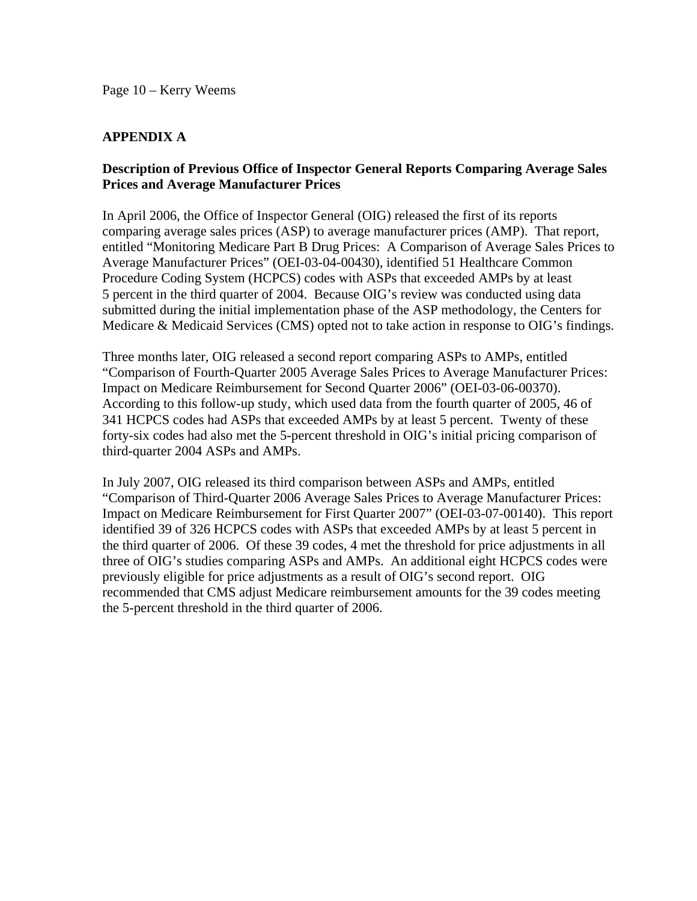## APPENDIX A

### Description of Previous Office of Inspector General Reports Comparing Average Sales Prices and Average Manufacturer Prices

In April 2006, the Office of Inspector General (OIG) released the first of its reports comparing average sales prices (ASP) to average manufacturer prices (AMP). That report, entitled "Monitoring Medicare Part B Drug Prices: A Comparison of Average Sales Prices to Average Manufacturer Prices" (OEI-03-04-00430), identified 51 Healthcare Common Procedure Coding System (HCPCS) codes with ASPs that exceeded AMPs by at least 5 percent in the third quarter of 2004. Because OIG's review was conducted using data submitted during the initial implementation phase of the ASP methodology, the Centers for Medicare & Medicaid Services (CMS) opted not to take action in response to OIG's findings.

Three months later, OIG released a second report comparing ASPs to AMPs, entitled "Comparison of Fourth-Quarter 2005 Average Sales Prices to Average Manufacturer Prices: Impact on Medicare Reimbursement for Second Quarter 2006" (OEI-03-06-00370). According to this follow-up study, which used data from the fourth quarter of 2005, 46 of 341 HCPCS codes had ASPs that exceeded AMPs by at least 5 percent. Twenty of these forty-six codes had also met the 5-percent threshold in OIG's initial pricing comparison of third-quarter 2004 ASPs and AMPs.

In July 2007, OIG released its third comparison between ASPs and AMPs, entitled "Comparison of Third-Quarter 2006 Average Sales Prices to Average Manufacturer Prices: Impact on Medicare Reimbursement for First Quarter 2007" (OEI-03-07-00140). This report identified 39 of 326 HCPCS codes with ASPs that exceeded AMPs by at least 5 percent in the third quarter of 2006. Of these 39 codes, 4 met the threshold for price adjustments in all three of OIG's studies comparing ASPs and AMPs. An additional eight HCPCS codes were previously eligible for price adjustments as a result of OIG's second report. OIG recommended that CMS adjust Medicare reimbursement amounts for the 39 codes meeting the 5-percent threshold in the third quarter of 2006.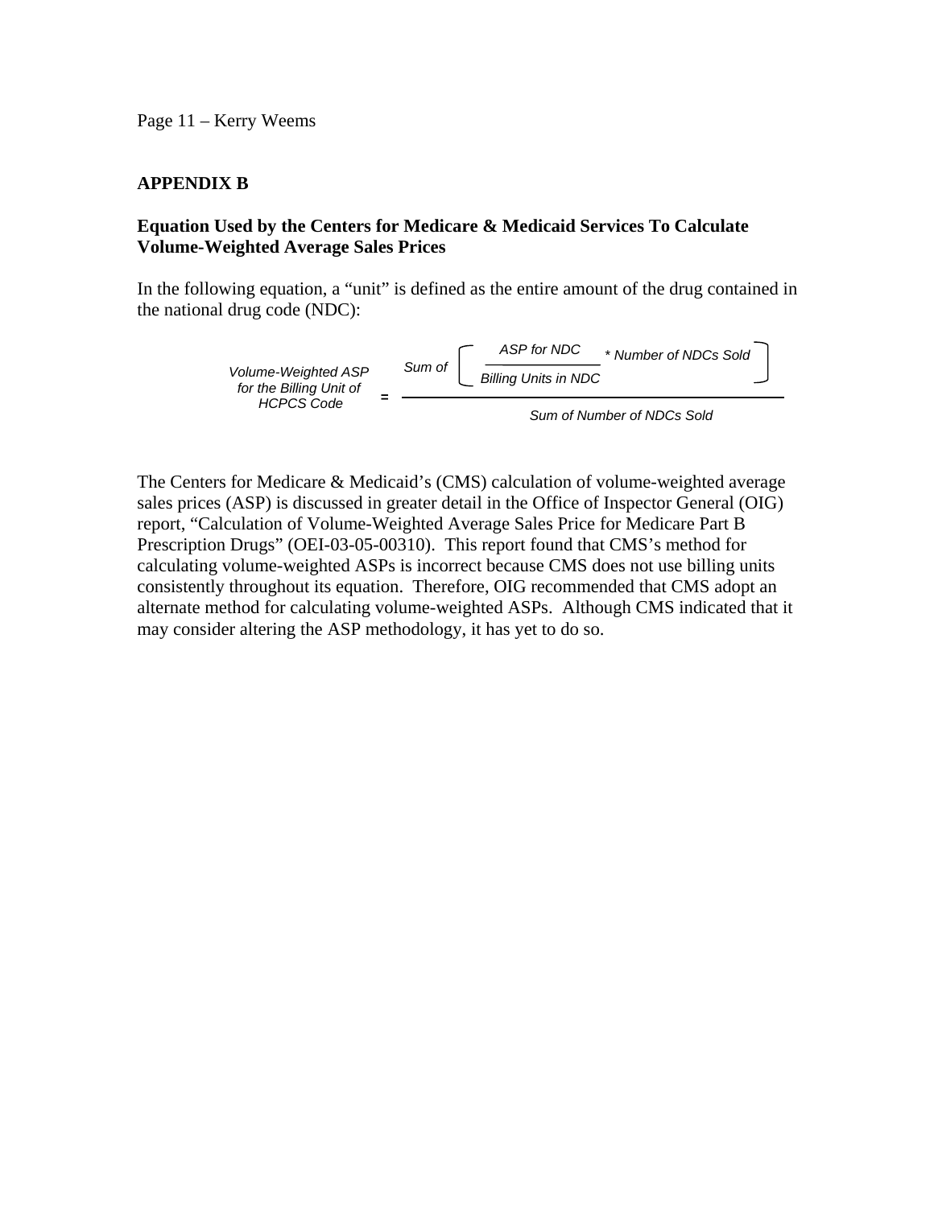## APPENDIX B

### Equation Used by the Centers for Medicare & Medicaid Services To Calculate Volume-Weighted Average Sales Prices

In the following equation, a "unit" is defined as the entire amount of the drug contained in the national drug code (NDC):

$$\text{Volume-Weighted ASP for the Billing Unit of HCPCS Code} = \frac{\text{Sum of} \left[ \dfrac{\text{ASP for NDC}}{\text{Billing Units in NDC}} * \text{Number of NDCs Sold} \right]}{\text{Sum of Number of NDCs Sold}}$$

The Centers for Medicare & Medicaid's (CMS) calculation of volume-weighted average sales prices (ASP) is discussed in greater detail in the Office of Inspector General (OIG) report, "Calculation of Volume-Weighted Average Sales Price for Medicare Part B Prescription Drugs" (OEI-03-05-00310). This report found that CMS's method for calculating volume-weighted ASPs is incorrect because CMS does not use billing units consistently throughout its equation. Therefore, OIG recommended that CMS adopt an alternate method for calculating volume-weighted ASPs. Although CMS indicated that it may consider altering the ASP methodology, it has yet to do so.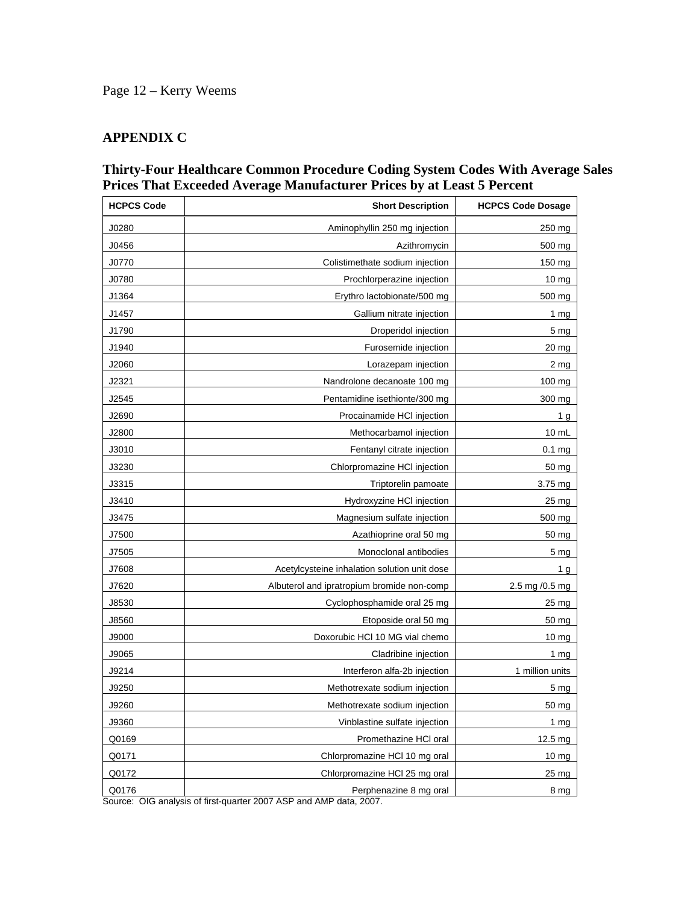## APPENDIX C

### Thirty-Four Healthcare Common Procedure Coding System Codes With Average Sales Prices That Exceeded Average Manufacturer Prices by at Least 5 Percent

| HCPCS Code | Short Description | HCPCS Code Dosage |
|---|---|---|
| J0280 | Aminophyllin 250 mg injection | 250 mg |
| J0456 | Azithromycin | 500 mg |
| J0770 | Colistimethate sodium injection | 150 mg |
| J0780 | Prochlorperazine injection | 10 mg |
| J1364 | Erythro lactobionate/500 mg | 500 mg |
| J1457 | Gallium nitrate injection | 1 mg |
| J1790 | Droperidol injection | 5 mg |
| J1940 | Furosemide injection | 20 mg |
| J2060 | Lorazepam injection | 2 mg |
| J2321 | Nandrolone decanoate 100 mg | 100 mg |
| J2545 | Pentamidine isethionte/300 mg | 300 mg |
| J2690 | Procainamide HCl injection | 1 g |
| J2800 | Methocarbamol injection | 10 mL |
| J3010 | Fentanyl citrate injection | 0.1 mg |
| J3230 | Chlorpromazine HCl injection | 50 mg |
| J3315 | Triptorelin pamoate | 3.75 mg |
| J3410 | Hydroxyzine HCl injection | 25 mg |
| J3475 | Magnesium sulfate injection | 500 mg |
| J7500 | Azathioprine oral 50 mg | 50 mg |
| J7505 | Monoclonal antibodies | 5 mg |
| J7608 | Acetylcysteine inhalation solution unit dose | 1 g |
| J7620 | Albuterol and ipratropium bromide non-comp | 2.5 mg /0.5 mg |
| J8530 | Cyclophosphamide oral 25 mg | 25 mg |
| J8560 | Etoposide oral 50 mg | 50 mg |
| J9000 | Doxorubic HCl 10 MG vial chemo | 10 mg |
| J9065 | Cladribine injection | 1 mg |
| J9214 | Interferon alfa-2b injection | 1 million units |
| J9250 | Methotrexate sodium injection | 5 mg |
| J9260 | Methotrexate sodium injection | 50 mg |
| J9360 | Vinblastine sulfate injection | 1 mg |
| Q0169 | Promethazine HCl oral | 12.5 mg |
| Q0171 | Chlorpromazine HCl 10 mg oral | 10 mg |
| Q0172 | Chlorpromazine HCl 25 mg oral | 25 mg |
| Q0176 | Perphenazine 8 mg oral | 8 mg |

Source: OIG analysis of first-quarter 2007 ASP and AMP data, 2007.